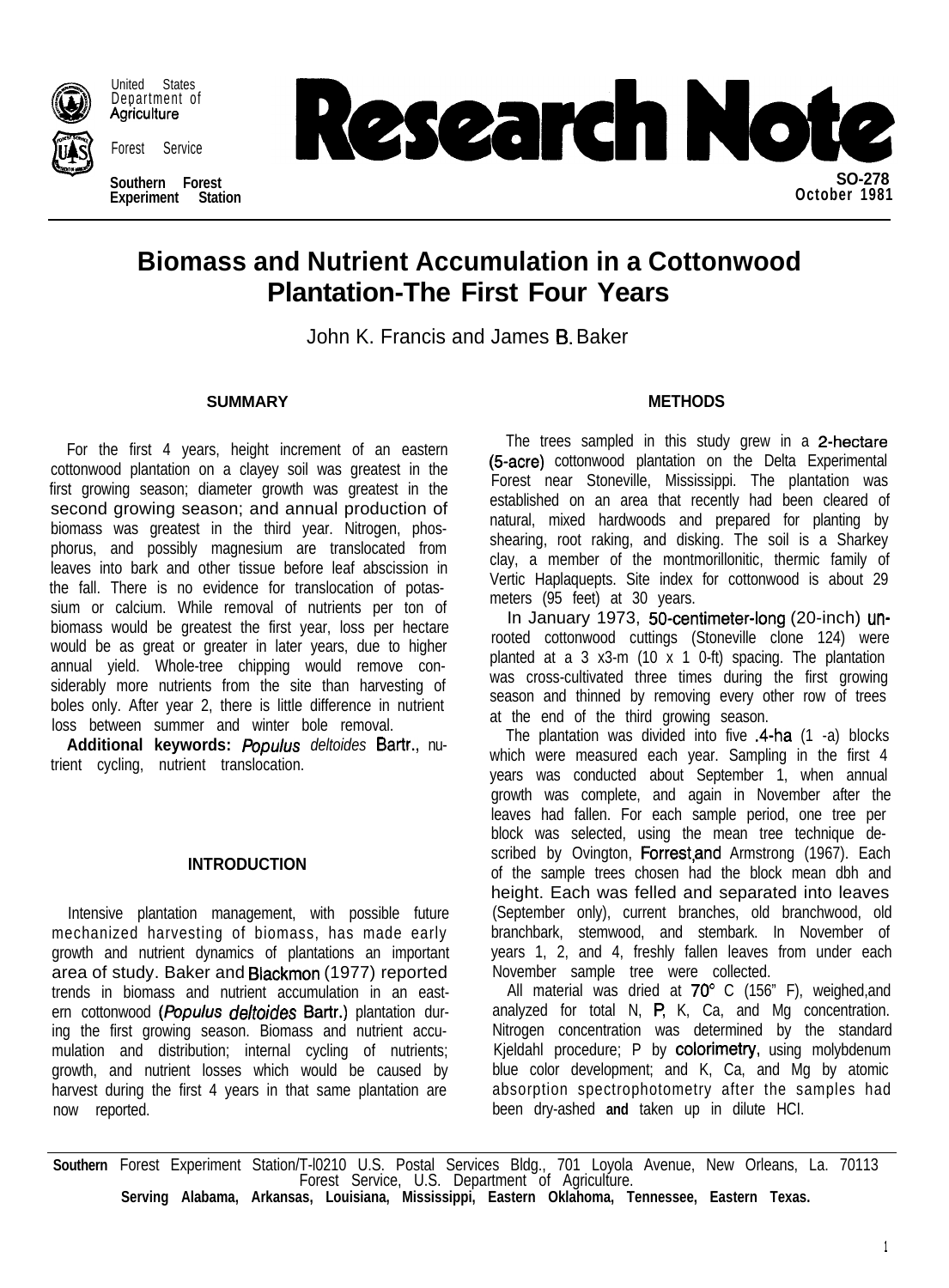United States Department of Agriculture

Forest Service

Southern Forest Experiment Station

# Research Note

SO-278
October 1981

# Biomass and Nutrient Accumulation in a Cottonwood Plantation-The First Four Years

John K. Francis and James B. Baker

## SUMMARY

For the first 4 years, height increment of an eastern cottonwood plantation on a clayey soil was greatest in the first growing season; diameter growth was greatest in the second growing season; and annual production of biomass was greatest in the third year. Nitrogen, phosphorus, and possibly magnesium are translocated from leaves into bark and other tissue before leaf abscission in the fall. There is no evidence for translocation of potassium or calcium. While removal of nutrients per ton of biomass would be greatest the first year, loss per hectare would be as great or greater in later years, due to higher annual yield. Whole-tree chipping would remove considerably more nutrients from the site than harvesting of boles only. After year 2, there is little difference in nutrient loss between summer and winter bole removal.

**Additional keywords:** *Populus deltoides* Bartr., nutrient cycling, nutrient translocation.

## INTRODUCTION

Intensive plantation management, with possible future mechanized harvesting of biomass, has made early growth and nutrient dynamics of plantations an important area of study. Baker and Blackmon (1977) reported trends in biomass and nutrient accumulation in an eastern cottonwood (*Populus deltoides* Bartr.) plantation during the first growing season. Biomass and nutrient accumulation and distribution; internal cycling of nutrients; growth, and nutrient losses which would be caused by harvest during the first 4 years in that same plantation are now reported.

## METHODS

The trees sampled in this study grew in a 2-hectare (5-acre) cottonwood plantation on the Delta Experimental Forest near Stoneville, Mississippi. The plantation was established on an area that recently had been cleared of natural, mixed hardwoods and prepared for planting by shearing, root raking, and disking. The soil is a Sharkey clay, a member of the montmorillonitic, thermic family of Vertic Haplaquepts. Site index for cottonwood is about 29 meters (95 feet) at 30 years.

In January 1973, 50-centimeter-long (20-inch) unrooted cottonwood cuttings (Stoneville clone 124) were planted at a 3 x3-m (10 x 1 0-ft) spacing. The plantation was cross-cultivated three times during the first growing season and thinned by removing every other row of trees at the end of the third growing season.

The plantation was divided into five .4-ha (1 -a) blocks which were measured each year. Sampling in the first 4 years was conducted about September 1, when annual growth was complete, and again in November after the leaves had fallen. For each sample period, one tree per block was selected, using the mean tree technique described by Ovington, Forrest, and Armstrong (1967). Each of the sample trees chosen had the block mean dbh and height. Each was felled and separated into leaves (September only), current branches, old branchwood, old branchbark, stemwood, and stembark. In November of years 1, 2, and 4, freshly fallen leaves from under each November sample tree were collected.

All material was dried at 70° C (156" F), weighed, and analyzed for total N, P, K, Ca, and Mg concentration. Nitrogen concentration was determined by the standard Kjeldahl procedure; P by colorimetry, using molybdenum blue color development; and K, Ca, and Mg by atomic absorption spectrophotometry after the samples had been dry-ashed and taken up in dilute HCl.

Southern Forest Experiment Station/T-l0210 U.S. Postal Services Bldg., 701 Loyola Avenue, New Orleans, La. 70113
Forest Service, U.S. Department of Agriculture.
Serving Alabama, Arkansas, Louisiana, Mississippi, Eastern Oklahoma, Tennessee, Eastern Texas.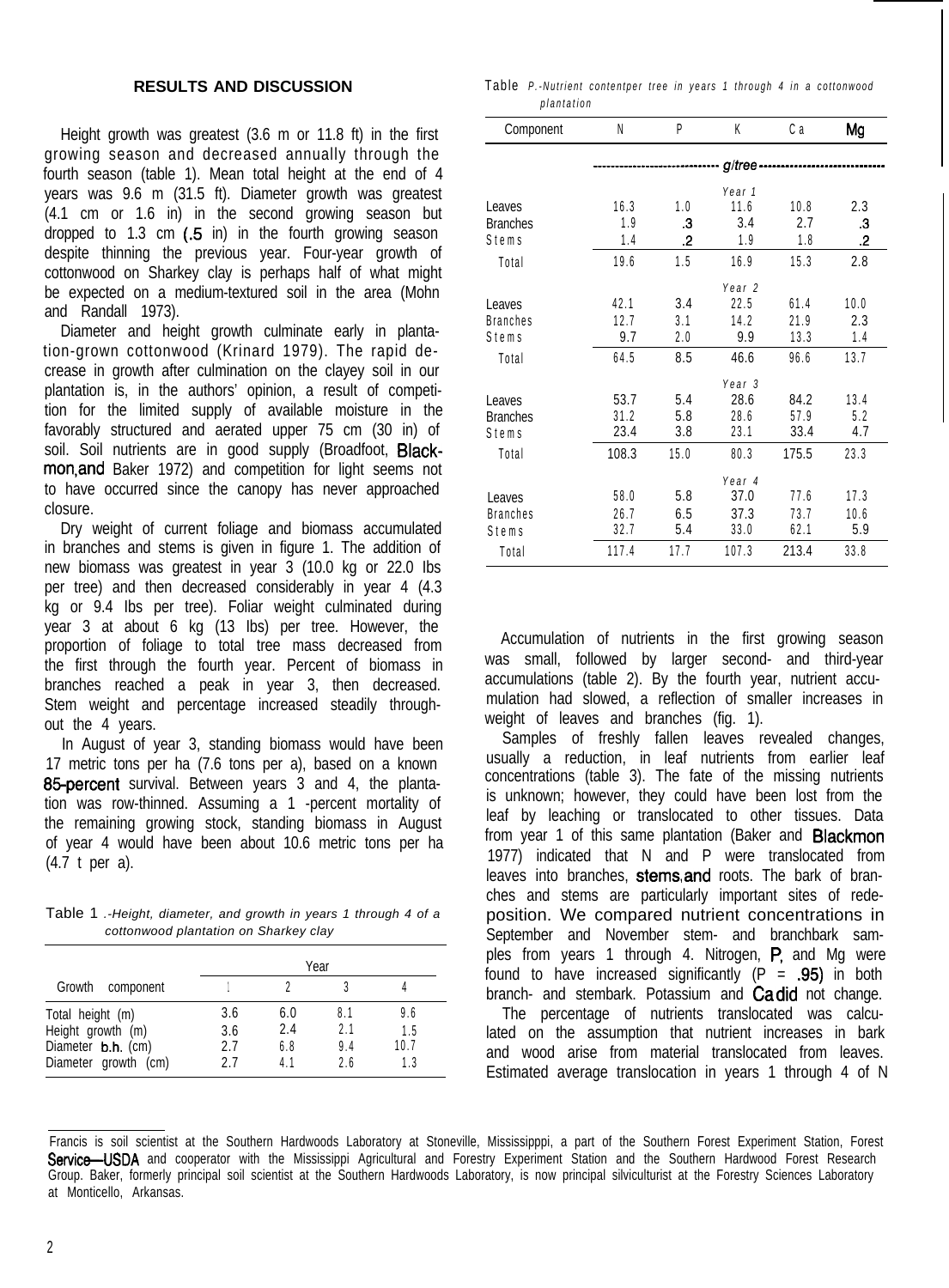## RESULTS AND DISCUSSION

Height growth was greatest (3.6 m or 11.8 ft) in the first growing season and decreased annually through the fourth season (table 1). Mean total height at the end of 4 years was 9.6 m (31.5 ft). Diameter growth was greatest (4.1 cm or 1.6 in) in the second growing season but dropped to 1.3 cm (.5 in) in the fourth growing season despite thinning the previous year. Four-year growth of cottonwood on Sharkey clay is perhaps half of what might be expected on a medium-textured soil in the area (Mohn and Randall 1973).

Diameter and height growth culminate early in plantation-grown cottonwood (Krinard 1979). The rapid decrease in growth after culmination on the clayey soil in our plantation is, in the authors' opinion, a result of competition for the limited supply of available moisture in the favorably structured and aerated upper 75 cm (30 in) of soil. Soil nutrients are in good supply (Broadfoot, Blackmon, and Baker 1972) and competition for light seems not to have occurred since the canopy has never approached closure.

Dry weight of current foliage and biomass accumulated in branches and stems is given in figure 1. The addition of new biomass was greatest in year 3 (10.0 kg or 22.0 lbs per tree) and then decreased considerably in year 4 (4.3 kg or 9.4 lbs per tree). Foliar weight culminated during year 3 at about 6 kg (13 lbs) per tree. However, the proportion of foliage to total tree mass decreased from the first through the fourth year. Percent of biomass in branches reached a peak in year 3, then decreased. Stem weight and percentage increased steadily throughout the 4 years.

In August of year 3, standing biomass would have been 17 metric tons per ha (7.6 tons per a), based on a known 85-percent survival. Between years 3 and 4, the plantation was row-thinned. Assuming a 1 -percent mortality of the remaining growing stock, standing biomass in August of year 4 would have been about 10.6 metric tons per ha (4.7 t per a).

Table 1 .-Height, diameter, and growth in years 1 through 4 of a cottonwood plantation on Sharkey clay

| Growth component | Year | | | |
|---|---|---|---|---|
| | 1 | 2 | 3 | 4 |
| Total height (m) | 3.6 | 6.0 | 8.1 | 9.6 |
| Height growth (m) | 3.6 | 2.4 | 2.1 | 1.5 |
| Diameter b.h. (cm) | 2.7 | 6.8 | 9.4 | 10.7 |
| Diameter growth (cm) | 2.7 | 4.1 | 2.6 | 1.3 |

Table 2.-Nutrient content per tree in years 1 through 4 in a cottonwood plantation

| Component | N | P | K | Ca | Mg |
|---|---|---|---|---|---|
| | | | g/tree | | |
| | | | *Year 1* | | |
| Leaves | 16.3 | 1.0 | 11.6 | 10.8 | 2.3 |
| Branches | 1.9 | .3 | 3.4 | 2.7 | .3 |
| Stems | 1.4 | .2 | 1.9 | 1.8 | .2 |
| Total | 19.6 | 1.5 | 16.9 | 15.3 | 2.8 |
| | | | *Year 2* | | |
| Leaves | 42.1 | 3.4 | 22.5 | 61.4 | 10.0 |
| Branches | 12.7 | 3.1 | 14.2 | 21.9 | 2.3 |
| Stems | 9.7 | 2.0 | 9.9 | 13.3 | 1.4 |
| Total | 64.5 | 8.5 | 46.6 | 96.6 | 13.7 |
| | | | *Year 3* | | |
| Leaves | 53.7 | 5.4 | 28.6 | 84.2 | 13.4 |
| Branches | 31.2 | 5.8 | 28.6 | 57.9 | 5.2 |
| Stems | 23.4 | 3.8 | 23.1 | 33.4 | 4.7 |
| Total | 108.3 | 15.0 | 80.3 | 175.5 | 23.3 |
| | | | *Year 4* | | |
| Leaves | 58.0 | 5.8 | 37.0 | 77.6 | 17.3 |
| Branches | 26.7 | 6.5 | 37.3 | 73.7 | 10.6 |
| Stems | 32.7 | 5.4 | 33.0 | 62.1 | 5.9 |
| Total | 117.4 | 17.7 | 107.3 | 213.4 | 33.8 |

Accumulation of nutrients in the first growing season was small, followed by larger second- and third-year accumulations (table 2). By the fourth year, nutrient accumulation had slowed, a reflection of smaller increases in weight of leaves and branches (fig. 1).

Samples of freshly fallen leaves revealed changes, usually a reduction, in leaf nutrients from earlier leaf concentrations (table 3). The fate of the missing nutrients is unknown; however, they could have been lost from the leaf by leaching or translocated to other tissues. Data from year 1 of this same plantation (Baker and Blackmon 1977) indicated that N and P were translocated from leaves into branches, stems, and roots. The bark of branches and stems are particularly important sites of redeposition. We compared nutrient concentrations in September and November stem- and branchbark samples from years 1 through 4. Nitrogen, P, and Mg were found to have increased significantly ($P = .95$) in both branch- and stembark. Potassium and Ca did not change.

The percentage of nutrients translocated was calculated on the assumption that nutrient increases in bark and wood arise from material translocated from leaves. Estimated average translocation in years 1 through 4 of N

---

Francis is soil scientist at the Southern Hardwoods Laboratory at Stoneville, Mississipppi, a part of the Southern Forest Experiment Station, Forest Service—USDA and cooperator with the Mississippi Agricultural and Forestry Experiment Station and the Southern Hardwood Forest Research Group. Baker, formerly principal soil scientist at the Southern Hardwoods Laboratory, is now principal silviculturist at the Forestry Sciences Laboratory at Monticello, Arkansas.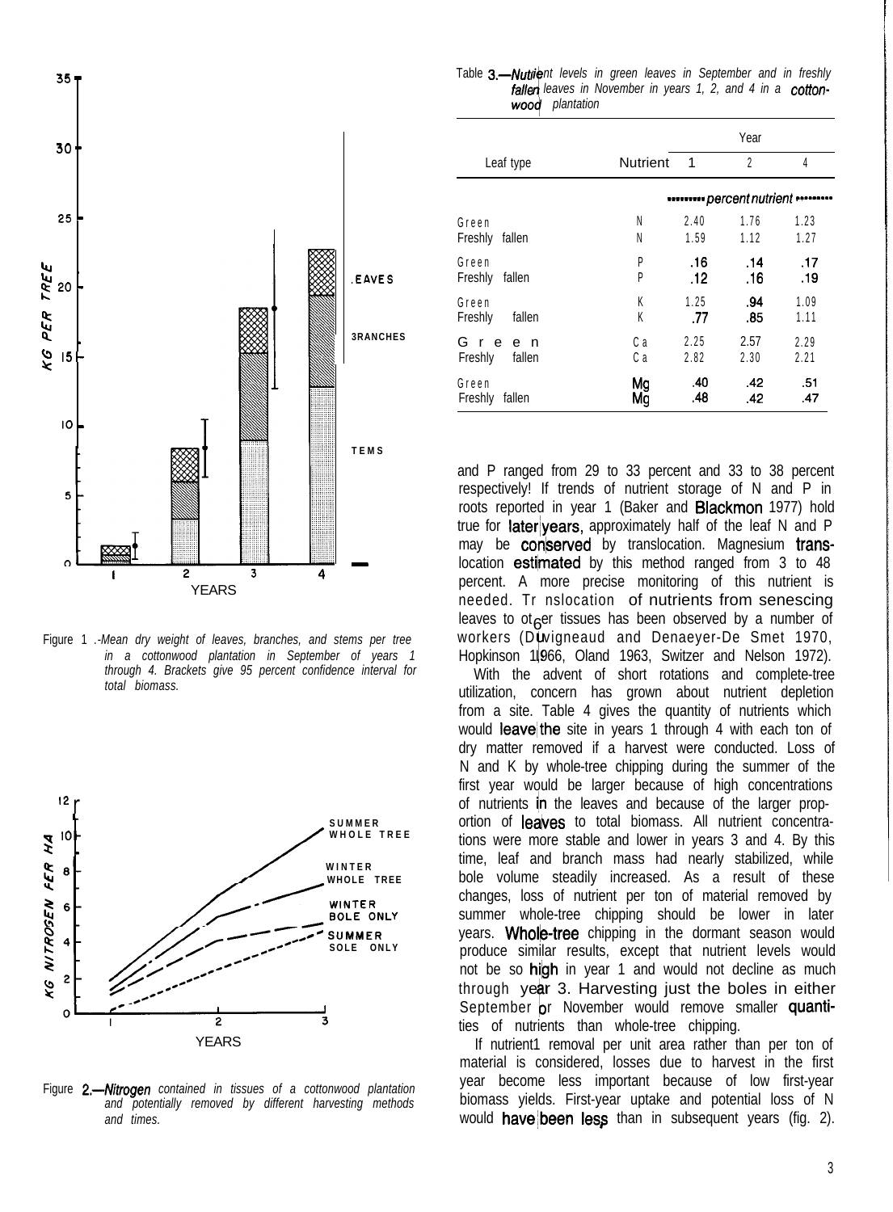Figure 1.-Mean dry weight of leaves, branches, and stems per tree in a cottonwood plantation in September of years 1 through 4. Brackets give 95 percent confidence interval for total biomass.

Figure 2.—Nitrogen contained in tissues of a cottonwood plantation and potentially removed by different harvesting methods and times.

Table 3.—Nutrient levels in green leaves in September and in freshly fallen leaves in November in years 1, 2, and 4 in a cottonwood plantation

| Leaf type | Nutrient | Year 1 | Year 2 | Year 4 |
|---|---|---|---|---|
| | | percent nutrient | | |
| Green | N | 2.40 | 1.76 | 1.23 |
| Freshly fallen | N | 1.59 | 1.12 | 1.27 |
| Green | P | .16 | .14 | .17 |
| Freshly fallen | P | .12 | .16 | .19 |
| Green | K | 1.25 | .94 | 1.09 |
| Freshly fallen | K | .77 | .85 | 1.11 |
| Green | Ca | 2.25 | 2.57 | 2.29 |
| Freshly fallen | Ca | 2.82 | 2.30 | 2.21 |
| Green | Mg | .40 | .42 | .51 |
| Freshly fallen | Mg | .48 | .42 | .47 |

and P ranged from 29 to 33 percent and 33 to 38 percent respectively! If trends of nutrient storage of N and P in roots reported in year 1 (Baker and Blackmon 1977) hold true for later years, approximately half of the leaf N and P may be conserved by translocation. Magnesium translocation estimated by this method ranged from 3 to 48 percent. A more precise monitoring of this nutrient is needed. Translocation of nutrients from senescing leaves to other tissues has been observed by a number of workers (Duvigneaud and Denaeyer-De Smet 1970, Hopkinson 1966, Oland 1963, Switzer and Nelson 1972).

With the advent of short rotations and complete-tree utilization, concern has grown about nutrient depletion from a site. Table 4 gives the quantity of nutrients which would leave the site in years 1 through 4 with each ton of dry matter removed if a harvest were conducted. Loss of N and K by whole-tree chipping during the summer of the first year would be larger because of high concentrations of nutrients in the leaves and because of the larger proportion of leaves to total biomass. All nutrient concentrations were more stable and lower in years 3 and 4. By this time, leaf and branch mass had nearly stabilized, while bole volume steadily increased. As a result of these changes, loss of nutrient per ton of material removed by summer whole-tree chipping should be lower in later years. Whole-tree chipping in the dormant season would produce similar results, except that nutrient levels would not be so high in year 1 and would not decline as much through year 3. Harvesting just the boles in either September or November would remove smaller quantities of nutrients than whole-tree chipping.

If nutrient removal per unit area rather than per ton of material is considered, losses due to harvest in the first year become less important because of low first-year biomass yields. First-year uptake and potential loss of N would have been less than in subsequent years (fig. 2).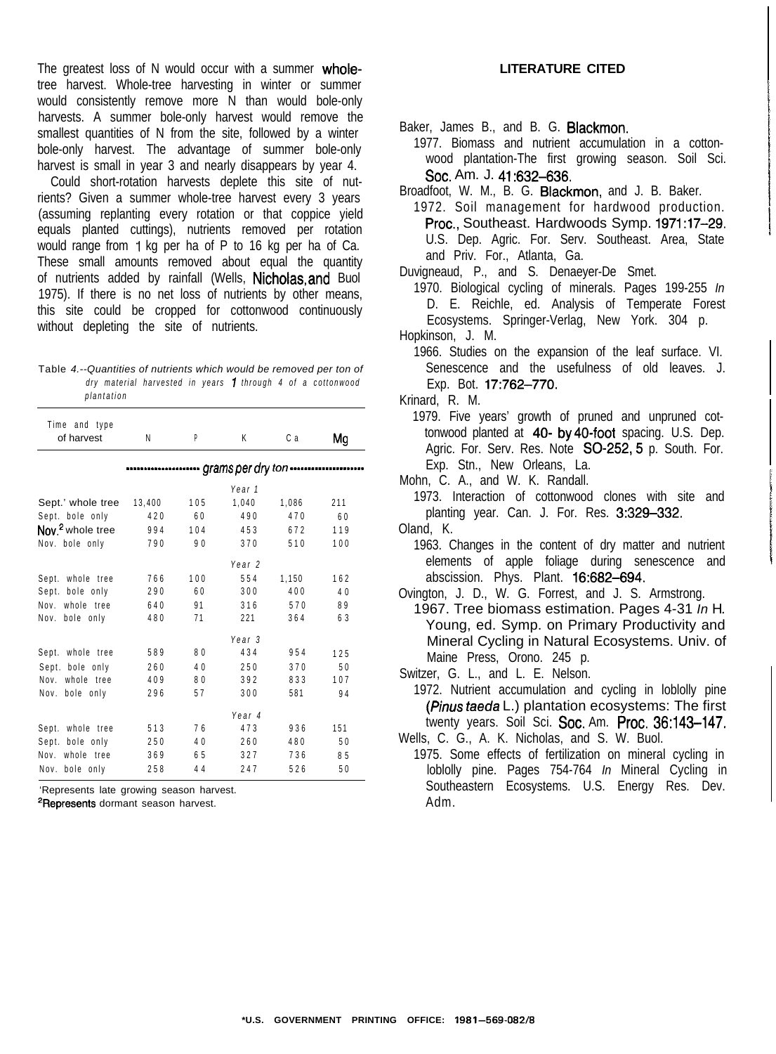The greatest loss of N would occur with a summer whole-tree harvest. Whole-tree harvesting in winter or summer would consistently remove more N than would bole-only harvests. A summer bole-only harvest would remove the smallest quantities of N from the site, followed by a winter bole-only harvest. The advantage of summer bole-only harvest is small in year 3 and nearly disappears by year 4.

Could short-rotation harvests deplete this site of nutrients? Given a summer whole-tree harvest every 3 years (assuming replanting every rotation or that coppice yield equals planted cuttings), nutrients removed per rotation would range from 1 kg per ha of P to 16 kg per ha of Ca. These small amounts removed about equal the quantity of nutrients added by rainfall (Wells, Nicholas, and Buol 1975). If there is no net loss of nutrients by other means, this site could be cropped for cottonwood continuously without depleting the site of nutrients.

Table 4.--*Quantities of nutrients which would be removed per ton of dry material harvested in years 1 through 4 of a cottonwood plantation*

| Time and type of harvest | N | P | K | Ca | Mg |
|---|---|---|---|---|---|
| | grams per dry ton | | | | |
| | | | Year 1 | | |
| Sept.[1] whole tree | 13,400 | 105 | 1,040 | 1,086 | 211 |
| Sept. bole only | 420 | 60 | 490 | 470 | 60 |
| Nov.[2] whole tree | 994 | 104 | 453 | 672 | 119 |
| Nov. bole only | 790 | 90 | 370 | 510 | 100 |
| | | | Year 2 | | |
| Sept. whole tree | 766 | 100 | 554 | 1,150 | 162 |
| Sept. bole only | 290 | 60 | 300 | 400 | 40 |
| Nov. whole tree | 640 | 91 | 316 | 570 | 89 |
| Nov. bole only | 480 | 71 | 221 | 364 | 63 |
| | | | Year 3 | | |
| Sept. whole tree | 589 | 80 | 434 | 954 | 125 |
| Sept. bole only | 260 | 40 | 250 | 370 | 50 |
| Nov. whole tree | 409 | 80 | 392 | 833 | 107 |
| Nov. bole only | 296 | 57 | 300 | 581 | 94 |
| | | | Year 4 | | |
| Sept. whole tree | 513 | 76 | 473 | 936 | 151 |
| Sept. bole only | 250 | 40 | 260 | 480 | 50 |
| Nov. whole tree | 369 | 65 | 327 | 736 | 85 |
| Nov. bole only | 258 | 44 | 247 | 526 | 50 |

[1]Represents late growing season harvest.
[2]Represents dormant season harvest.

## LITERATURE CITED

Baker, James B., and B. G. Blackmon.
1977. Biomass and nutrient accumulation in a cottonwood plantation-The first growing season. Soil Sci. Soc. Am. J. 41:632–636.

Broadfoot, W. M., B. G. Blackmon, and J. B. Baker.
1972. Soil management for hardwood production. Proc., Southeast. Hardwoods Symp. 1971:17–29. U.S. Dep. Agric. For. Serv. Southeast. Area, State and Priv. For., Atlanta, Ga.

Duvigneaud, P., and S. Denaeyer-De Smet.
1970. Biological cycling of minerals. Pages 199-255 *In* D. E. Reichle, ed. Analysis of Temperate Forest Ecosystems. Springer-Verlag, New York. 304 p.

Hopkinson, J. M.
1966. Studies on the expansion of the leaf surface. VI. Senescence and the usefulness of old leaves. J. Exp. Bot. 17:762–770.

Krinard, R. M.
1979. Five years' growth of pruned and unpruned cottonwood planted at 40- by 40-foot spacing. U.S. Dep. Agric. For. Serv. Res. Note SO-252, 5 p. South. For. Exp. Stn., New Orleans, La.

Mohn, C. A., and W. K. Randall.
1973. Interaction of cottonwood clones with site and planting year. Can. J. For. Res. 3:329–332.

Oland, K.
1963. Changes in the content of dry matter and nutrient elements of apple foliage during senescence and abscission. Phys. Plant. 16:682–694.

Ovington, J. D., W. G. Forrest, and J. S. Armstrong.
1967. Tree biomass estimation. Pages 4-31 *In* H. Young, ed. Symp. on Primary Productivity and Mineral Cycling in Natural Ecosystems. Univ. of Maine Press, Orono. 245 p.

Switzer, G. L., and L. E. Nelson.
1972. Nutrient accumulation and cycling in loblolly pine (*Pinus taeda* L.) plantation ecosystems: The first twenty years. Soil Sci. Soc. Am. Proc. 36:143–147.

Wells, C. G., A. K. Nicholas, and S. W. Buol.
1975. Some effects of fertilization on mineral cycling in loblolly pine. Pages 754-764 *In* Mineral Cycling in Southeastern Ecosystems. U.S. Energy Res. Dev. Adm.

*U.S. GOVERNMENT PRINTING OFFICE: 1981–569-082/8